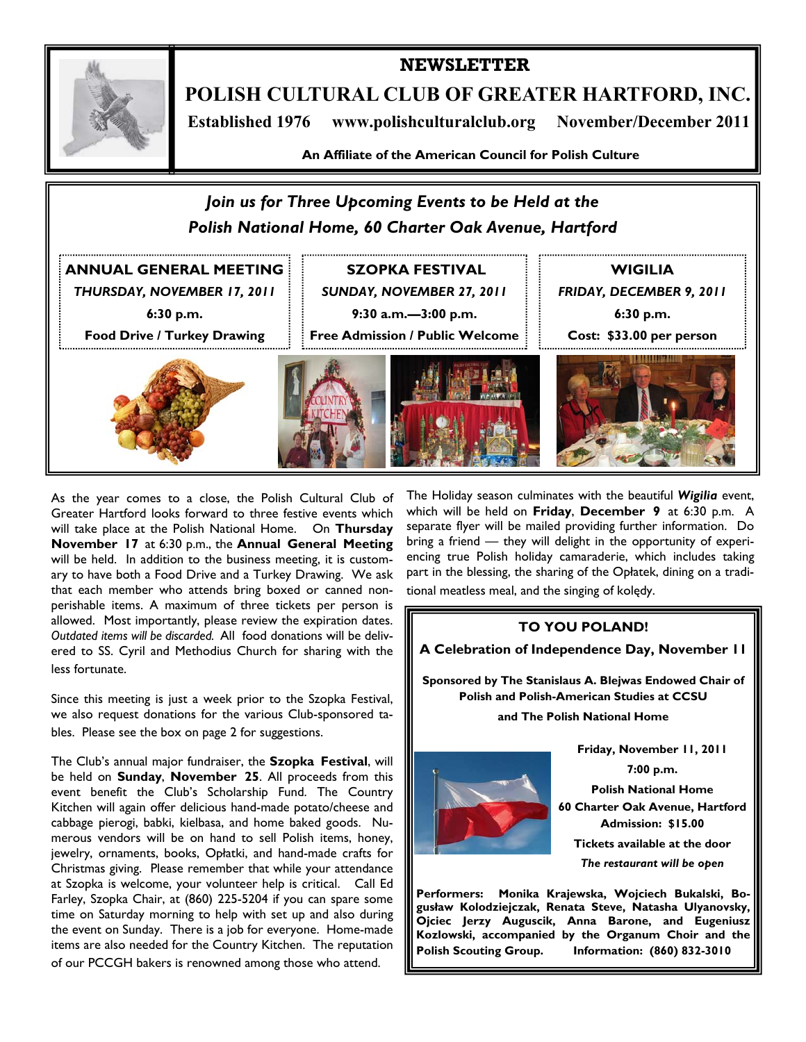# NEWSLETTER

# POLISH CULTURAL CLUB OF GREATER HARTFORD, INC.

**Established 1976 www.polishculturalclub.org November/December 2011**

**An Affiliate of the American Council for Polish Culture**

## *Join us for Three Upcoming Events to be Held at the Polish National Home, 60 Charter Oak Avenue, Hartford*

**ANNUAL GENERAL MEETING**
*THURSDAY, NOVEMBER 17, 2011*
**6:30 p.m.**
**Food Drive / Turkey Drawing**

**SZOPKA FESTIVAL**
*SUNDAY, NOVEMBER 27, 2011*
**9:30 a.m.—3:00 p.m.**
**Free Admission / Public Welcome**

**WIGILIA**
*FRIDAY, DECEMBER 9, 2011*
**6:30 p.m.**
**Cost: $33.00 per person**

As the year comes to a close, the Polish Cultural Club of Greater Hartford looks forward to three festive events which will take place at the Polish National Home. On **Thursday November 17** at 6:30 p.m., the **Annual General Meeting** will be held. In addition to the business meeting, it is customary to have both a Food Drive and a Turkey Drawing. We ask that each member who attends bring boxed or canned non-perishable items. A maximum of three tickets per person is allowed. Most importantly, please review the expiration dates. *Outdated items will be discarded.* All food donations will be delivered to SS. Cyril and Methodius Church for sharing with the less fortunate.

Since this meeting is just a week prior to the Szopka Festival, we also request donations for the various Club-sponsored tables. Please see the box on page 2 for suggestions.

The Club's annual major fundraiser, the **Szopka Festival**, will be held on **Sunday**, **November 25**. All proceeds from this event benefit the Club's Scholarship Fund. The Country Kitchen will again offer delicious hand-made potato/cheese and cabbage pierogi, babki, kielbasa, and home baked goods. Numerous vendors will be on hand to sell Polish items, honey, jewelry, ornaments, books, Opłatki, and hand-made crafts for Christmas giving. Please remember that while your attendance at Szopka is welcome, your volunteer help is critical. Call Ed Farley, Szopka Chair, at (860) 225-5204 if you can spare some time on Saturday morning to help with set up and also during the event on Sunday. There is a job for everyone. Home-made items are also needed for the Country Kitchen. The reputation of our PCCGH bakers is renowned among those who attend.

The Holiday season culminates with the beautiful ***Wigilia*** event, which will be held on **Friday**, **December 9** at 6:30 p.m. A separate flyer will be mailed providing further information. Do bring a friend — they will delight in the opportunity of experiencing true Polish holiday camaraderie, which includes taking part in the blessing, the sharing of the Opłatek, dining on a traditional meatless meal, and the singing of kolędy.

### TO YOU POLAND!

### A Celebration of Independence Day, November 11

**Sponsored by The Stanislaus A. Blejwas Endowed Chair of Polish and Polish-American Studies at CCSU and The Polish National Home**

**Friday, November 11, 2011**
**7:00 p.m.**
**Polish National Home**
**60 Charter Oak Avenue, Hartford**
**Admission: $15.00**
**Tickets available at the door**
***The restaurant will be open***

**Performers: Monika Krajewska, Wojciech Bukalski, Bogusław Kolodziejczak, Renata Steve, Natasha Ulyanovsky, Ojciec Jerzy Auguscik, Anna Barone, and Eugeniusz Kozlowski, accompanied by the Organum Choir and the Polish Scouting Group. Information: (860) 832-3010**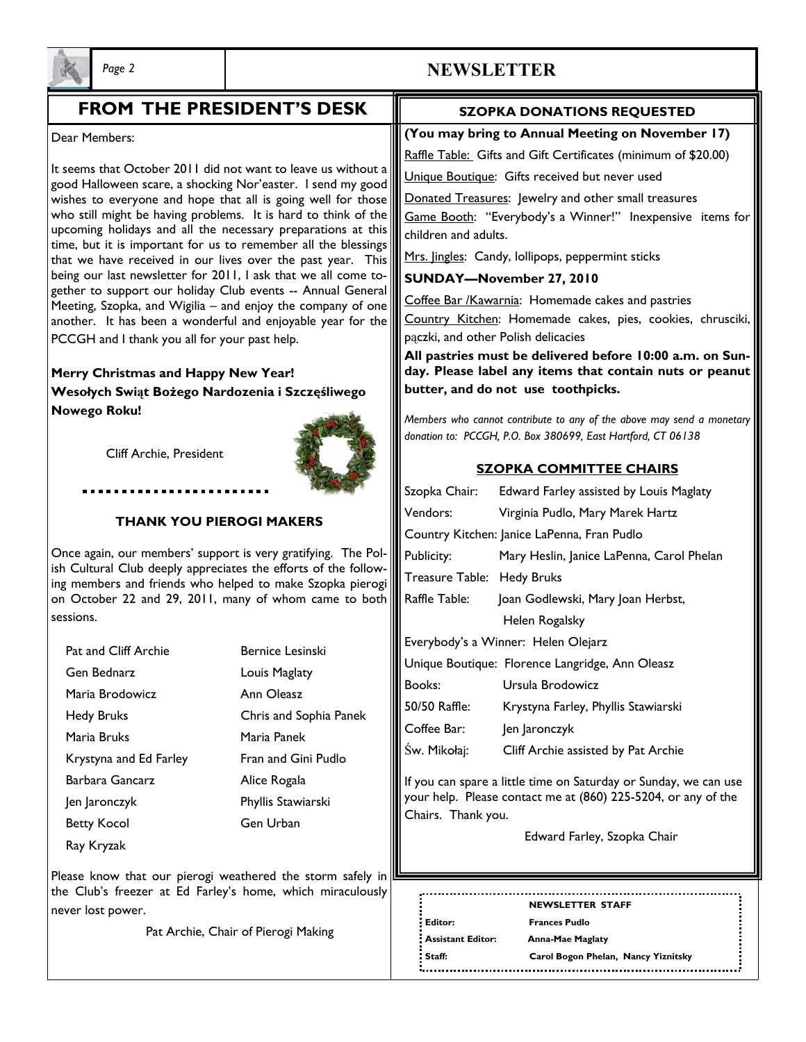## FROM THE PRESIDENT'S DESK

Dear Members:

It seems that October 2011 did not want to leave us without a good Halloween scare, a shocking Nor'easter. I send my good wishes to everyone and hope that all is going well for those who still might be having problems. It is hard to think of the upcoming holidays and all the necessary preparations at this time, but it is important for us to remember all the blessings that we have received in our lives over the past year. This being our last newsletter for 2011, I ask that we all come together to support our holiday Club events -- Annual General Meeting, Szopka, and Wigilia – and enjoy the company of one another. It has been a wonderful and enjoyable year for the PCCGH and I thank you all for your past help.

**Merry Christmas and Happy New Year!**
**Wesołych Swiąt Bożego Nardozenia i Szczęśliwego Nowego Roku!**

Cliff Archie, President

### THANK YOU PIEROGI MAKERS

Once again, our members' support is very gratifying. The Polish Cultural Club deeply appreciates the efforts of the following members and friends who helped to make Szopka pierogi on October 22 and 29, 2011, many of whom came to both sessions.

- Pat and Cliff Archie
- Gen Bednarz
- Maria Brodowicz
- Hedy Bruks
- Maria Bruks
- Krystyna and Ed Farley
- Barbara Gancarz
- Jen Jaronczyk
- Betty Kocol
- Ray Kryzak
- Bernice Lesinski
- Louis Maglaty
- Ann Oleasz
- Chris and Sophia Panek
- Maria Panek
- Fran and Gini Pudlo
- Alice Rogala
- Phyllis Stawiarski
- Gen Urban

Please know that our pierogi weathered the storm safely in the Club's freezer at Ed Farley's home, which miraculously never lost power.

Pat Archie, Chair of Pierogi Making

## SZOPKA DONATIONS REQUESTED

**(You may bring to Annual Meeting on November 17)**

Raffle Table: Gifts and Gift Certificates (minimum of $20.00)

Unique Boutique: Gifts received but never used

Donated Treasures: Jewelry and other small treasures

Game Booth: "Everybody's a Winner!" Inexpensive items for children and adults.

Mrs. Jingles: Candy, lollipops, peppermint sticks

**SUNDAY—November 27, 2010**

Coffee Bar /Kawarnia: Homemade cakes and pastries

Country Kitchen: Homemade cakes, pies, cookies, chrusciki, pączki, and other Polish delicacies

**All pastries must be delivered before 10:00 a.m. on Sunday. Please label any items that contain nuts or peanut butter, and do not use toothpicks.**

*Members who cannot contribute to any of the above may send a monetary donation to: PCCGH, P.O. Box 380699, East Hartford, CT 06138*

### SZOPKA COMMITTEE CHAIRS

Szopka Chair: Edward Farley assisted by Louis Maglaty
Vendors: Virginia Pudlo, Mary Marek Hartz
Country Kitchen: Janice LaPenna, Fran Pudlo
Publicity: Mary Heslin, Janice LaPenna, Carol Phelan
Treasure Table: Hedy Bruks
Raffle Table: Joan Godlewski, Mary Joan Herbst, Helen Rogalsky
Everybody's a Winner: Helen Olejarz
Unique Boutique: Florence Langridge, Ann Oleasz
Books: Ursula Brodowicz
50/50 Raffle: Krystyna Farley, Phyllis Stawiarski
Coffee Bar: Jen Jaronczyk
Św. Mikołaj: Cliff Archie assisted by Pat Archie

If you can spare a little time on Saturday or Sunday, we can use your help. Please contact me at (860) 225-5204, or any of the Chairs. Thank you.

Edward Farley, Szopka Chair

**NEWSLETTER STAFF**

**Editor:** Frances Pudlo
**Assistant Editor:** Anna-Mae Maglaty
**Staff:** Carol Bogon Phelan, Nancy Yiznitsky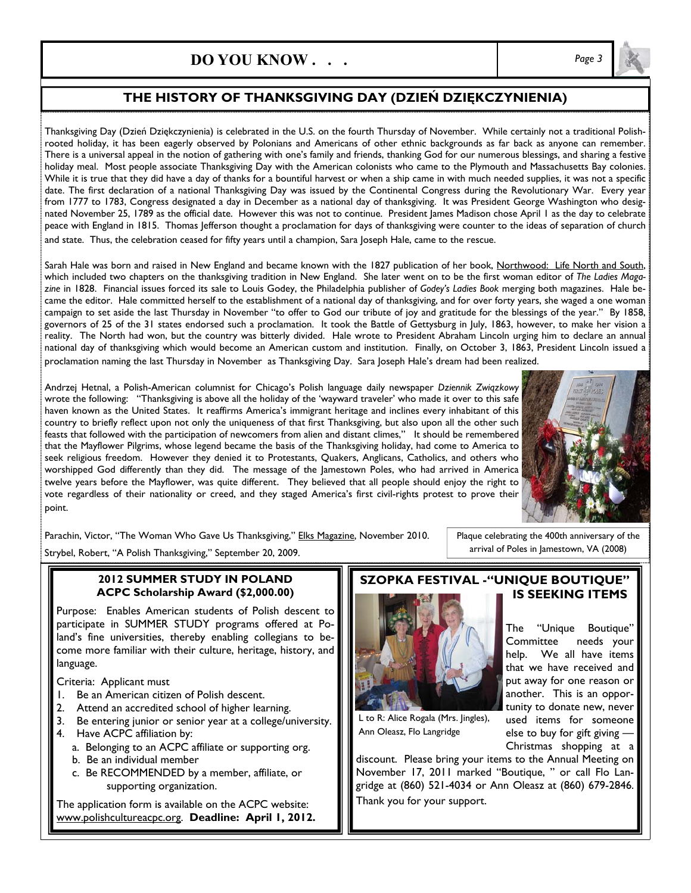## DO YOU KNOW . . .

### THE HISTORY OF THANKSGIVING DAY (DZIEŃ DZIĘKCZYNIENIA)

Thanksgiving Day (Dzień Dziękczynienia) is celebrated in the U.S. on the fourth Thursday of November. While certainly not a traditional Polish-rooted holiday, it has been eagerly observed by Polonians and Americans of other ethnic backgrounds as far back as anyone can remember. There is a universal appeal in the notion of gathering with one's family and friends, thanking God for our numerous blessings, and sharing a festive holiday meal. Most people associate Thanksgiving Day with the American colonists who came to the Plymouth and Massachusetts Bay colonies. While it is true that they did have a day of thanks for a bountiful harvest or when a ship came in with much needed supplies, it was not a specific date. The first declaration of a national Thanksgiving Day was issued by the Continental Congress during the Revolutionary War. Every year from 1777 to 1783, Congress designated a day in December as a national day of thanksgiving. It was President George Washington who designated November 25, 1789 as the official date. However this was not to continue. President James Madison chose April 1 as the day to celebrate peace with England in 1815. Thomas Jefferson thought a proclamation for days of thanksgiving were counter to the ideas of separation of church and state. Thus, the celebration ceased for fifty years until a champion, Sara Joseph Hale, came to the rescue.

Sarah Hale was born and raised in New England and became known with the 1827 publication of her book, Northwood: Life North and South, which included two chapters on the thanksgiving tradition in New England. She later went on to be the first woman editor of *The Ladies Magazine* in 1828. Financial issues forced its sale to Louis Godey, the Philadelphia publisher of *Godey's Ladies Book* merging both magazines. Hale became the editor. Hale committed herself to the establishment of a national day of thanksgiving, and for over forty years, she waged a one woman campaign to set aside the last Thursday in November "to offer to God our tribute of joy and gratitude for the blessings of the year." By 1858, governors of 25 of the 31 states endorsed such a proclamation. It took the Battle of Gettysburg in July, 1863, however, to make her vision a reality. The North had won, but the country was bitterly divided. Hale wrote to President Abraham Lincoln urging him to declare an annual national day of thanksgiving which would become an American custom and institution. Finally, on October 3, 1863, President Lincoln issued a proclamation naming the last Thursday in November as Thanksgiving Day. Sara Joseph Hale's dream had been realized.

Andrzej Hetnal, a Polish-American columnist for Chicago's Polish language daily newspaper *Dziennik Związkowy* wrote the following: "Thanksgiving is above all the holiday of the 'wayward traveler' who made it over to this safe haven known as the United States. It reaffirms America's immigrant heritage and inclines every inhabitant of this country to briefly reflect upon not only the uniqueness of that first Thanksgiving, but also upon all the other such feasts that followed with the participation of newcomers from alien and distant climes," It should be remembered that the Mayflower Pilgrims, whose legend became the basis of the Thanksgiving holiday, had come to America to seek religious freedom. However they denied it to Protestants, Quakers, Anglicans, Catholics, and others who worshipped God differently than they did. The message of the Jamestown Poles, who had arrived in America twelve years before the Mayflower, was quite different. They believed that all people should enjoy the right to vote regardless of their nationality or creed, and they staged America's first civil-rights protest to prove their point.

Plaque celebrating the 400th anniversary of the arrival of Poles in Jamestown, VA (2008)

Parachin, Victor, "The Woman Who Gave Us Thanksgiving," Elks Magazine, November 2010.

Strybel, Robert, "A Polish Thanksgiving," September 20, 2009.

### 2012 SUMMER STUDY IN POLAND
### ACPC Scholarship Award ($2,000.00)

Purpose: Enables American students of Polish descent to participate in SUMMER STUDY programs offered at Poland's fine universities, thereby enabling collegians to become more familiar with their culture, heritage, history, and language.

Criteria: Applicant must

1. Be an American citizen of Polish descent.
2. Attend an accredited school of higher learning.
3. Be entering junior or senior year at a college/university.
4. Have ACPC affiliation by:
   a. Belonging to an ACPC affiliate or supporting org.
   b. Be an individual member
   c. Be RECOMMENDED by a member, affiliate, or supporting organization.

The application form is available on the ACPC website: www.polishcultureacpc.org. **Deadline: April 1, 2012.**

### SZOPKA FESTIVAL -"UNIQUE BOUTIQUE" IS SEEKING ITEMS

L to R: Alice Rogala (Mrs. Jingles), Ann Oleasz, Flo Langridge

The "Unique Boutique" Committee needs your help. We all have items that we have received and put away for one reason or another. This is an opportunity to donate new, never used items for someone else to buy for gift giving — Christmas shopping at a discount. Please bring your items to the Annual Meeting on November 17, 2011 marked "Boutique, " or call Flo Langridge at (860) 521-4034 or Ann Oleasz at (860) 679-2846. Thank you for your support.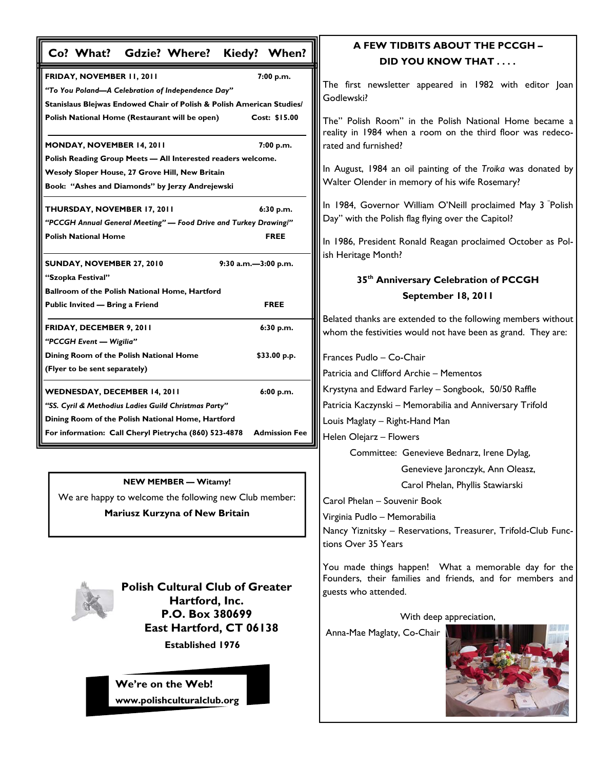## Co? What? Gdzie? Where? Kiedy? When?

**FRIDAY, NOVEMBER 11, 2011** — **7:00 p.m.**
***"To You Poland—A Celebration of Independence Day"***
**Stanislaus Blejwas Endowed Chair of Polish & Polish American Studies/**
**Polish National Home (Restaurant will be open)** — **Cost: $15.00**

---

**MONDAY, NOVEMBER 14, 2011** — **7:00 p.m.**
**Polish Reading Group Meets — All Interested readers welcome.**
**Wesoły Sloper House, 27 Grove Hill, New Britain**
**Book: "Ashes and Diamonds" by Jerzy Andrejewski**

---

**THURSDAY, NOVEMBER 17, 2011** — **6:30 p.m.**
***"PCCGH Annual General Meeting" — Food Drive and Turkey Drawing!"***
**Polish National Home** — **FREE**

---

**SUNDAY, NOVEMBER 27, 2010** — **9:30 a.m.—3:00 p.m.**
**"Szopka Festival"**
**Ballroom of the Polish National Home, Hartford**
**Public Invited — Bring a Friend** — **FREE**

---

**FRIDAY, DECEMBER 9, 2011** — **6:30 p.m.**
***"PCCGH Event — Wigilia"***
**Dining Room of the Polish National Home** — **$33.00 p.p.**
**(Flyer to be sent separately)**

---

**WEDNESDAY, DECEMBER 14, 2011** — **6:00 p.m.**
***"SS. Cyril & Methodius Ladies Guild Christmas Party"***
**Dining Room of the Polish National Home, Hartford**
**For information: Call Cheryl Pietrycha (860) 523-4878** — **Admission Fee**

---

**NEW MEMBER — Witamy!**

We are happy to welcome the following new Club member:

**Mariusz Kurzyna of New Britain**

---

**Polish Cultural Club of Greater Hartford, Inc.**
**P.O. Box 380699**
**East Hartford, CT 06138**
**Established 1976**

**We're on the Web!**
**www.polishculturalclub.org**

---

### A FEW TIDBITS ABOUT THE PCCGH – DID YOU KNOW THAT . . . .

The first newsletter appeared in 1982 with editor Joan Godlewski?

The" Polish Room" in the Polish National Home became a reality in 1984 when a room on the third floor was redecorated and furnished?

In August, 1984 an oil painting of the *Troika* was donated by Walter Olender in memory of his wife Rosemary?

In 1984, Governor William O'Neill proclaimed May 3 "Polish Day" with the Polish flag flying over the Capitol?

In 1986, President Ronald Reagan proclaimed October as Polish Heritage Month?

### 35th Anniversary Celebration of PCCGH
### September 18, 2011

Belated thanks are extended to the following members without whom the festivities would not have been as grand. They are:

Frances Pudlo – Co-Chair
Patricia and Clifford Archie – Mementos
Krystyna and Edward Farley – Songbook, 50/50 Raffle
Patricia Kaczynski – Memorabilia and Anniversary Trifold
Louis Maglaty – Right-Hand Man
Helen Olejarz – Flowers
Committee: Genevieve Bednarz, Irene Dylag, Genevieve Jaronczyk, Ann Oleasz, Carol Phelan, Phyllis Stawiarski
Carol Phelan – Souvenir Book
Virginia Pudlo – Memorabilia
Nancy Yiznitsky – Reservations, Treasurer, Trifold-Club Functions Over 35 Years

You made things happen! What a memorable day for the Founders, their families and friends, and for members and guests who attended.

With deep appreciation,

Anna-Mae Maglaty, Co-Chair